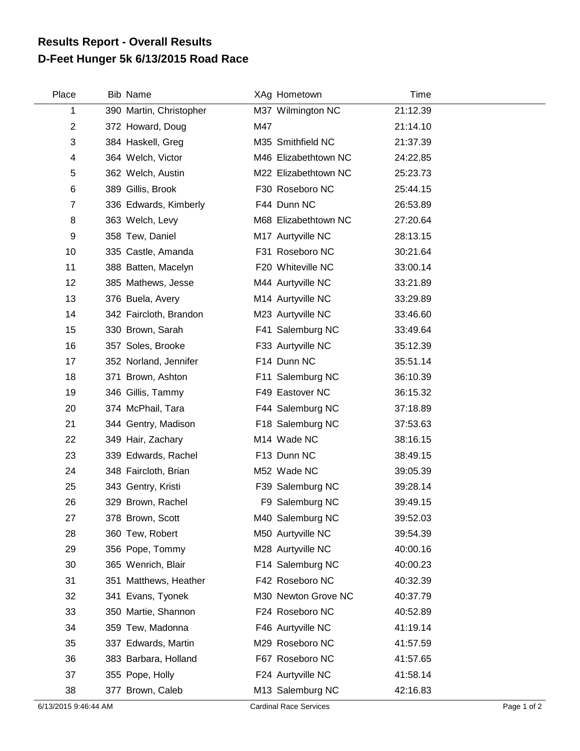## Results Report - Overall Results
## D-Feet Hunger 5k 6/13/2015 Road Race

| Place | Bib | Name | XAg | Hometown | Time |
|---|---|---|---|---|---|
| 1 | 390 | Martin, Christopher | M37 | Wilmington NC | 21:12.39 |
| 2 | 372 | Howard, Doug | M47 | | 21:14.10 |
| 3 | 384 | Haskell, Greg | M35 | Smithfield NC | 21:37.39 |
| 4 | 364 | Welch, Victor | M46 | Elizabethtown NC | 24:22.85 |
| 5 | 362 | Welch, Austin | M22 | Elizabethtown NC | 25:23.73 |
| 6 | 389 | Gillis, Brook | F30 | Roseboro NC | 25:44.15 |
| 7 | 336 | Edwards, Kimberly | F44 | Dunn NC | 26:53.89 |
| 8 | 363 | Welch, Levy | M68 | Elizabethtown NC | 27:20.64 |
| 9 | 358 | Tew, Daniel | M17 | Aurtyville NC | 28:13.15 |
| 10 | 335 | Castle, Amanda | F31 | Roseboro NC | 30:21.64 |
| 11 | 388 | Batten, Macelyn | F20 | Whiteville NC | 33:00.14 |
| 12 | 385 | Mathews, Jesse | M44 | Aurtyville NC | 33:21.89 |
| 13 | 376 | Buela, Avery | M14 | Aurtyville NC | 33:29.89 |
| 14 | 342 | Faircloth, Brandon | M23 | Aurtyville NC | 33:46.60 |
| 15 | 330 | Brown, Sarah | F41 | Salemburg NC | 33:49.64 |
| 16 | 357 | Soles, Brooke | F33 | Aurtyville NC | 35:12.39 |
| 17 | 352 | Norland, Jennifer | F14 | Dunn NC | 35:51.14 |
| 18 | 371 | Brown, Ashton | F11 | Salemburg NC | 36:10.39 |
| 19 | 346 | Gillis, Tammy | F49 | Eastover NC | 36:15.32 |
| 20 | 374 | McPhail, Tara | F44 | Salemburg NC | 37:18.89 |
| 21 | 344 | Gentry, Madison | F18 | Salemburg NC | 37:53.63 |
| 22 | 349 | Hair, Zachary | M14 | Wade NC | 38:16.15 |
| 23 | 339 | Edwards, Rachel | F13 | Dunn NC | 38:49.15 |
| 24 | 348 | Faircloth, Brian | M52 | Wade NC | 39:05.39 |
| 25 | 343 | Gentry, Kristi | F39 | Salemburg NC | 39:28.14 |
| 26 | 329 | Brown, Rachel | F9 | Salemburg NC | 39:49.15 |
| 27 | 378 | Brown, Scott | M40 | Salemburg NC | 39:52.03 |
| 28 | 360 | Tew, Robert | M50 | Aurtyville NC | 39:54.39 |
| 29 | 356 | Pope, Tommy | M28 | Aurtyville NC | 40:00.16 |
| 30 | 365 | Wenrich, Blair | F14 | Salemburg NC | 40:00.23 |
| 31 | 351 | Matthews, Heather | F42 | Roseboro NC | 40:32.39 |
| 32 | 341 | Evans, Tyonek | M30 | Newton Grove NC | 40:37.79 |
| 33 | 350 | Martie, Shannon | F24 | Roseboro NC | 40:52.89 |
| 34 | 359 | Tew, Madonna | F46 | Aurtyville NC | 41:19.14 |
| 35 | 337 | Edwards, Martin | M29 | Roseboro NC | 41:57.59 |
| 36 | 383 | Barbara, Holland | F67 | Roseboro NC | 41:57.65 |
| 37 | 355 | Pope, Holly | F24 | Aurtyville NC | 41:58.14 |
| 38 | 377 | Brown, Caleb | M13 | Salemburg NC | 42:16.83 |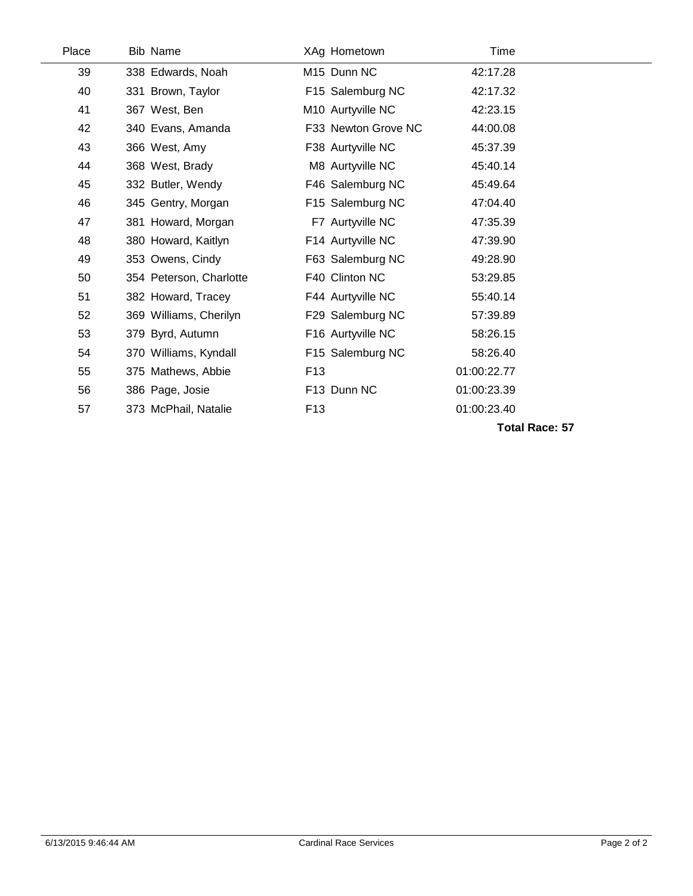| Place | Bib | Name | XAg | Hometown | Time |
|---|---|---|---|---|---|
| 39 | 338 | Edwards, Noah | M15 | Dunn NC | 42:17.28 |
| 40 | 331 | Brown, Taylor | F15 | Salemburg NC | 42:17.32 |
| 41 | 367 | West, Ben | M10 | Aurtyville NC | 42:23.15 |
| 42 | 340 | Evans, Amanda | F33 | Newton Grove NC | 44:00.08 |
| 43 | 366 | West, Amy | F38 | Aurtyville NC | 45:37.39 |
| 44 | 368 | West, Brady | M8 | Aurtyville NC | 45:40.14 |
| 45 | 332 | Butler, Wendy | F46 | Salemburg NC | 45:49.64 |
| 46 | 345 | Gentry, Morgan | F15 | Salemburg NC | 47:04.40 |
| 47 | 381 | Howard, Morgan | F7 | Aurtyville NC | 47:35.39 |
| 48 | 380 | Howard, Kaitlyn | F14 | Aurtyville NC | 47:39.90 |
| 49 | 353 | Owens, Cindy | F63 | Salemburg NC | 49:28.90 |
| 50 | 354 | Peterson, Charlotte | F40 | Clinton NC | 53:29.85 |
| 51 | 382 | Howard, Tracey | F44 | Aurtyville NC | 55:40.14 |
| 52 | 369 | Williams, Cherilyn | F29 | Salemburg NC | 57:39.89 |
| 53 | 379 | Byrd, Autumn | F16 | Aurtyville NC | 58:26.15 |
| 54 | 370 | Williams, Kyndall | F15 | Salemburg NC | 58:26.40 |
| 55 | 375 | Mathews, Abbie | F13 | | 01:00:22.77 |
| 56 | 386 | Page, Josie | F13 | Dunn NC | 01:00:23.39 |
| 57 | 373 | McPhail, Natalie | F13 | | 01:00:23.40 |

**Total Race: 57**

6/13/2015 9:46:44 AM Cardinal Race Services